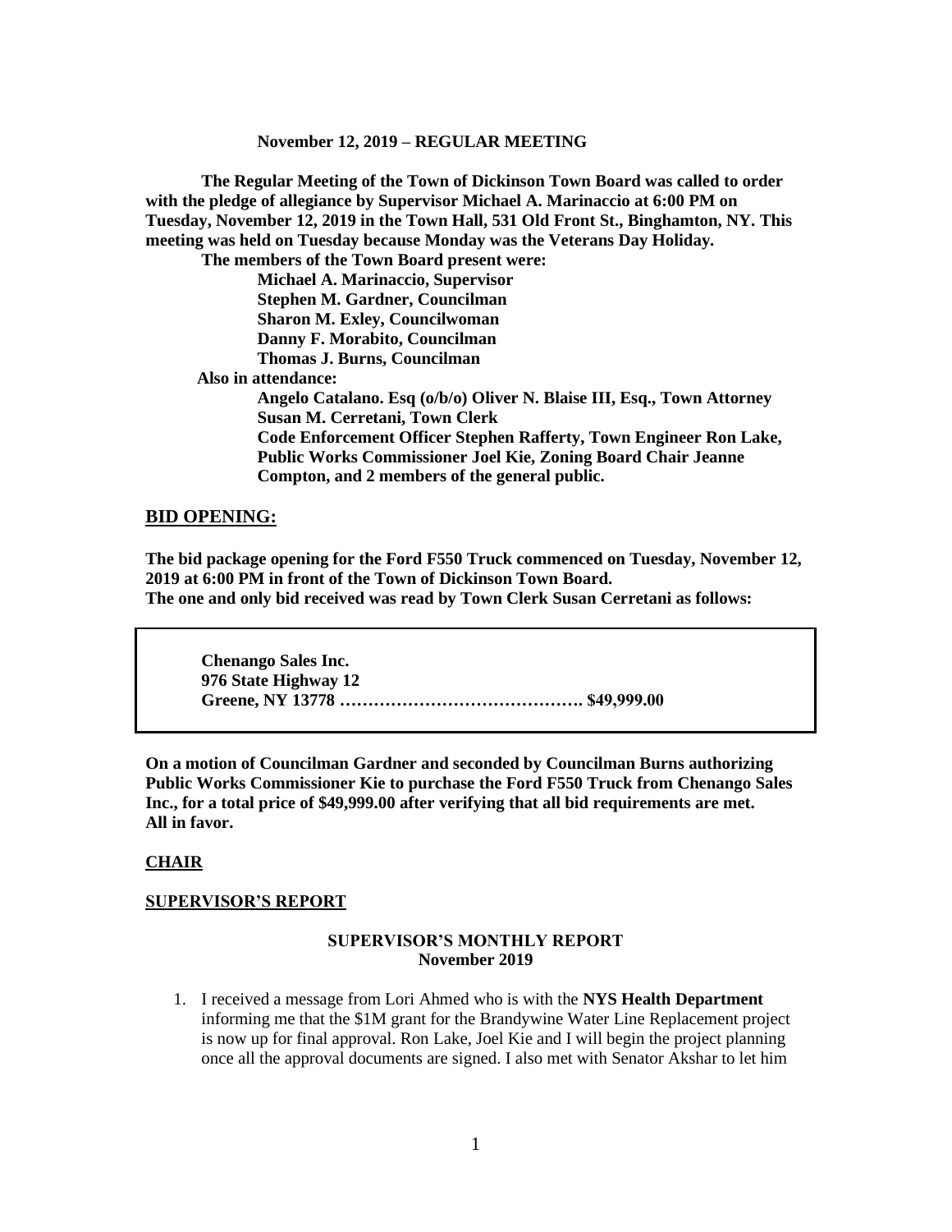**November 12, 2019 – REGULAR MEETING**

**The Regular Meeting of the Town of Dickinson Town Board was called to order with the pledge of allegiance by Supervisor Michael A. Marinaccio at 6:00 PM on Tuesday, November 12, 2019 in the Town Hall, 531 Old Front St., Binghamton, NY. This meeting was held on Tuesday because Monday was the Veterans Day Holiday.**

**The members of the Town Board present were:**

**Michael A. Marinaccio, Supervisor**
**Stephen M. Gardner, Councilman**
**Sharon M. Exley, Councilwoman**
**Danny F. Morabito, Councilman**
**Thomas J. Burns, Councilman**

**Also in attendance:**

**Angelo Catalano. Esq (o/b/o) Oliver N. Blaise III, Esq., Town Attorney**
**Susan M. Cerretani, Town Clerk**
**Code Enforcement Officer Stephen Rafferty, Town Engineer Ron Lake, Public Works Commissioner Joel Kie, Zoning Board Chair Jeanne Compton, and 2 members of the general public.**

## BID OPENING:

**The bid package opening for the Ford F550 Truck commenced on Tuesday, November 12, 2019 at 6:00 PM in front of the Town of Dickinson Town Board.**
**The one and only bid received was read by Town Clerk Susan Cerretani as follows:**

> **Chenango Sales Inc.**
> **976 State Highway 12**
> **Greene, NY 13778 ……………………………………. $49,999.00**

**On a motion of Councilman Gardner and seconded by Councilman Burns authorizing Public Works Commissioner Kie to purchase the Ford F550 Truck from Chenango Sales Inc., for a total price of $49,999.00 after verifying that all bid requirements are met. All in favor.**

## CHAIR

## SUPERVISOR'S REPORT

### SUPERVISOR'S MONTHLY REPORT
### November 2019

1. I received a message from Lori Ahmed who is with the **NYS Health Department** informing me that the $1M grant for the Brandywine Water Line Replacement project is now up for final approval. Ron Lake, Joel Kie and I will begin the project planning once all the approval documents are signed. I also met with Senator Akshar to let him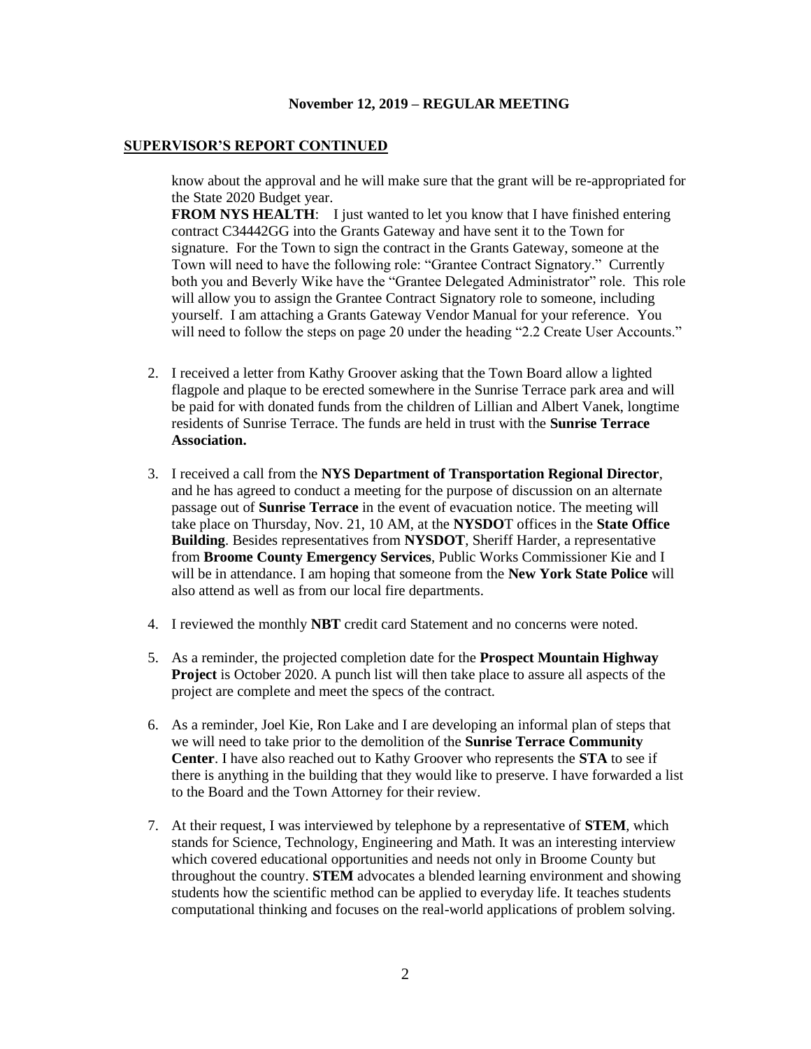**November 12, 2019 – REGULAR MEETING**

## SUPERVISOR'S REPORT CONTINUED

know about the approval and he will make sure that the grant will be re-appropriated for the State 2020 Budget year.

**FROM NYS HEALTH**: I just wanted to let you know that I have finished entering contract C34442GG into the Grants Gateway and have sent it to the Town for signature. For the Town to sign the contract in the Grants Gateway, someone at the Town will need to have the following role: "Grantee Contract Signatory." Currently both you and Beverly Wike have the "Grantee Delegated Administrator" role. This role will allow you to assign the Grantee Contract Signatory role to someone, including yourself. I am attaching a Grants Gateway Vendor Manual for your reference. You will need to follow the steps on page 20 under the heading "2.2 Create User Accounts."

2. I received a letter from Kathy Groover asking that the Town Board allow a lighted flagpole and plaque to be erected somewhere in the Sunrise Terrace park area and will be paid for with donated funds from the children of Lillian and Albert Vanek, longtime residents of Sunrise Terrace. The funds are held in trust with the **Sunrise Terrace Association.**

3. I received a call from the **NYS Department of Transportation Regional Director**, and he has agreed to conduct a meeting for the purpose of discussion on an alternate passage out of **Sunrise Terrace** in the event of evacuation notice. The meeting will take place on Thursday, Nov. 21, 10 AM, at the **NYSDO**T offices in the **State Office Building**. Besides representatives from **NYSDOT**, Sheriff Harder, a representative from **Broome County Emergency Services**, Public Works Commissioner Kie and I will be in attendance. I am hoping that someone from the **New York State Police** will also attend as well as from our local fire departments.

4. I reviewed the monthly **NBT** credit card Statement and no concerns were noted.

5. As a reminder, the projected completion date for the **Prospect Mountain Highway Project** is October 2020. A punch list will then take place to assure all aspects of the project are complete and meet the specs of the contract.

6. As a reminder, Joel Kie, Ron Lake and I are developing an informal plan of steps that we will need to take prior to the demolition of the **Sunrise Terrace Community Center**. I have also reached out to Kathy Groover who represents the **STA** to see if there is anything in the building that they would like to preserve. I have forwarded a list to the Board and the Town Attorney for their review.

7. At their request, I was interviewed by telephone by a representative of **STEM**, which stands for Science, Technology, Engineering and Math. It was an interesting interview which covered educational opportunities and needs not only in Broome County but throughout the country. **STEM** advocates a blended learning environment and showing students how the scientific method can be applied to everyday life. It teaches students computational thinking and focuses on the real-world applications of problem solving.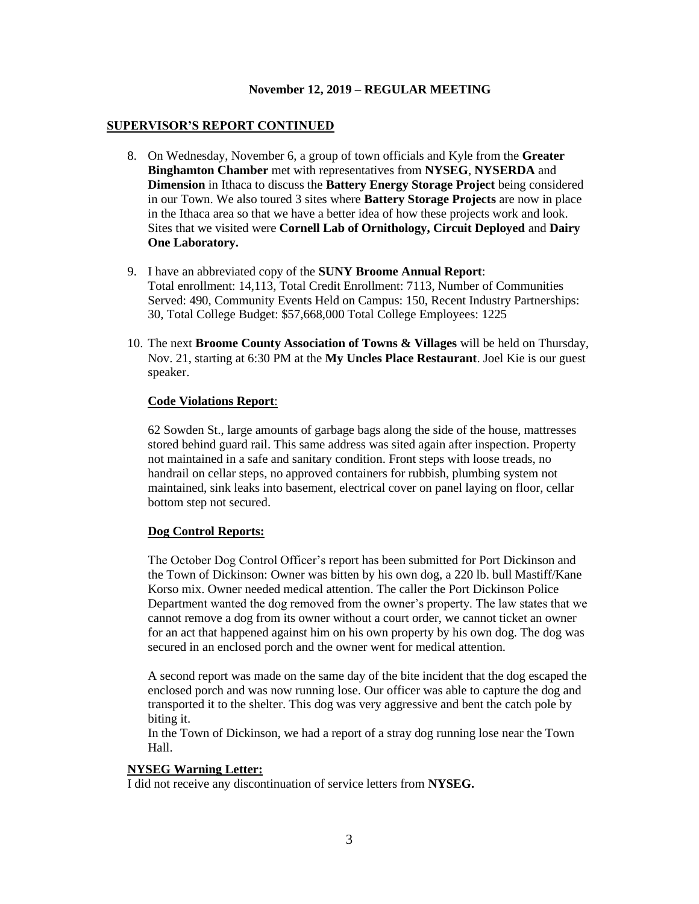**November 12, 2019 – REGULAR MEETING**

**SUPERVISOR'S REPORT CONTINUED**

8. On Wednesday, November 6, a group of town officials and Kyle from the **Greater Binghamton Chamber** met with representatives from **NYSEG**, **NYSERDA** and **Dimension** in Ithaca to discuss the **Battery Energy Storage Project** being considered in our Town. We also toured 3 sites where **Battery Storage Projects** are now in place in the Ithaca area so that we have a better idea of how these projects work and look. Sites that we visited were **Cornell Lab of Ornithology, Circuit Deployed** and **Dairy One Laboratory.**

9. I have an abbreviated copy of the **SUNY Broome Annual Report**:
   Total enrollment: 14,113, Total Credit Enrollment: 7113, Number of Communities Served: 490, Community Events Held on Campus: 150, Recent Industry Partnerships: 30, Total College Budget: $57,668,000 Total College Employees: 1225

10. The next **Broome County Association of Towns & Villages** will be held on Thursday, Nov. 21, starting at 6:30 PM at the **My Uncles Place Restaurant**. Joel Kie is our guest speaker.

   **Code Violations Report**:

   62 Sowden St., large amounts of garbage bags along the side of the house, mattresses stored behind guard rail. This same address was sited again after inspection. Property not maintained in a safe and sanitary condition. Front steps with loose treads, no handrail on cellar steps, no approved containers for rubbish, plumbing system not maintained, sink leaks into basement, electrical cover on panel laying on floor, cellar bottom step not secured.

   **Dog Control Reports:**

   The October Dog Control Officer's report has been submitted for Port Dickinson and the Town of Dickinson: Owner was bitten by his own dog, a 220 lb. bull Mastiff/Kane Korso mix. Owner needed medical attention. The caller the Port Dickinson Police Department wanted the dog removed from the owner's property. The law states that we cannot remove a dog from its owner without a court order, we cannot ticket an owner for an act that happened against him on his own property by his own dog. The dog was secured in an enclosed porch and the owner went for medical attention.

   A second report was made on the same day of the bite incident that the dog escaped the enclosed porch and was now running lose. Our officer was able to capture the dog and transported it to the shelter. This dog was very aggressive and bent the catch pole by biting it.
   In the Town of Dickinson, we had a report of a stray dog running lose near the Town Hall.

**NYSEG Warning Letter:**
I did not receive any discontinuation of service letters from **NYSEG.**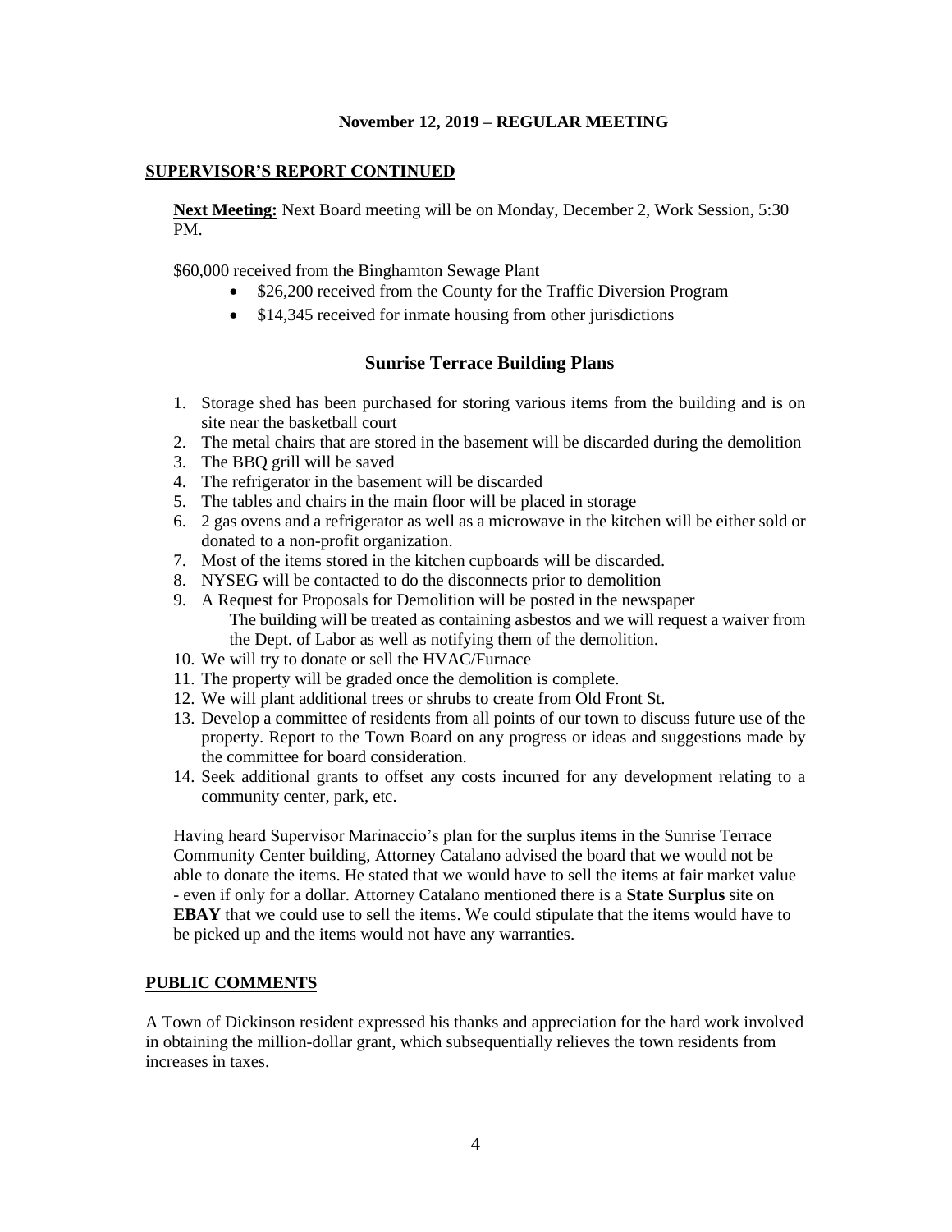**November 12, 2019 – REGULAR MEETING**

**SUPERVISOR'S REPORT CONTINUED**

**Next Meeting:** Next Board meeting will be on Monday, December 2, Work Session, 5:30 PM.

$60,000 received from the Binghamton Sewage Plant

- $26,200 received from the County for the Traffic Diversion Program
- $14,345 received for inmate housing from other jurisdictions

## Sunrise Terrace Building Plans

1. Storage shed has been purchased for storing various items from the building and is on site near the basketball court
2. The metal chairs that are stored in the basement will be discarded during the demolition
3. The BBQ grill will be saved
4. The refrigerator in the basement will be discarded
5. The tables and chairs in the main floor will be placed in storage
6. 2 gas ovens and a refrigerator as well as a microwave in the kitchen will be either sold or donated to a non-profit organization.
7. Most of the items stored in the kitchen cupboards will be discarded.
8. NYSEG will be contacted to do the disconnects prior to demolition
9. A Request for Proposals for Demolition will be posted in the newspaper
   The building will be treated as containing asbestos and we will request a waiver from the Dept. of Labor as well as notifying them of the demolition.
10. We will try to donate or sell the HVAC/Furnace
11. The property will be graded once the demolition is complete.
12. We will plant additional trees or shrubs to create from Old Front St.
13. Develop a committee of residents from all points of our town to discuss future use of the property. Report to the Town Board on any progress or ideas and suggestions made by the committee for board consideration.
14. Seek additional grants to offset any costs incurred for any development relating to a community center, park, etc.

Having heard Supervisor Marinaccio's plan for the surplus items in the Sunrise Terrace Community Center building, Attorney Catalano advised the board that we would not be able to donate the items. He stated that we would have to sell the items at fair market value - even if only for a dollar. Attorney Catalano mentioned there is a **State Surplus** site on **EBAY** that we could use to sell the items. We could stipulate that the items would have to be picked up and the items would not have any warranties.

**PUBLIC COMMENTS**

A Town of Dickinson resident expressed his thanks and appreciation for the hard work involved in obtaining the million-dollar grant, which subsequentially relieves the town residents from increases in taxes.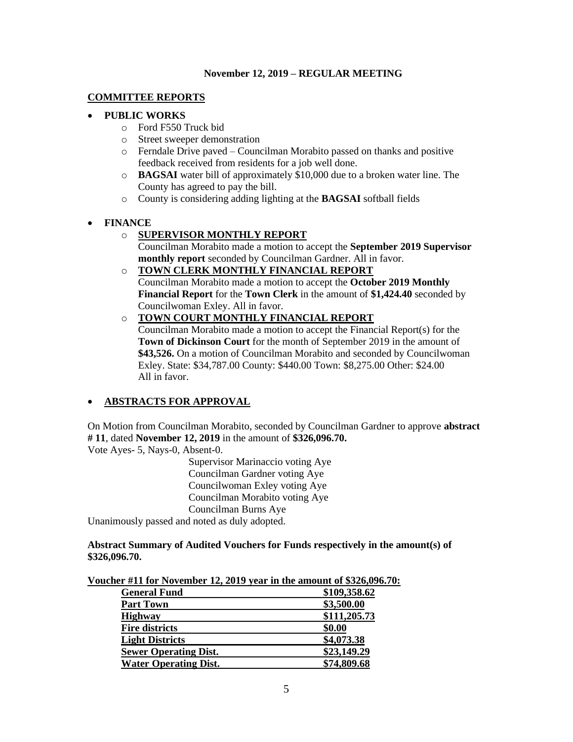**November 12, 2019 – REGULAR MEETING**

**COMMITTEE REPORTS**

- **PUBLIC WORKS**
  - Ford F550 Truck bid
  - Street sweeper demonstration
  - Ferndale Drive paved – Councilman Morabito passed on thanks and positive feedback received from residents for a job well done.
  - **BAGSAI** water bill of approximately $10,000 due to a broken water line. The County has agreed to pay the bill.
  - County is considering adding lighting at the **BAGSAI** softball fields

- **FINANCE**
  - **SUPERVISOR MONTHLY REPORT**
    Councilman Morabito made a motion to accept the **September 2019 Supervisor monthly report** seconded by Councilman Gardner. All in favor.
  - **TOWN CLERK MONTHLY FINANCIAL REPORT**
    Councilman Morabito made a motion to accept the **October 2019 Monthly Financial Report** for the **Town Clerk** in the amount of **$1,424.40** seconded by Councilwoman Exley. All in favor.
  - **TOWN COURT MONTHLY FINANCIAL REPORT**
    Councilman Morabito made a motion to accept the Financial Report(s) for the **Town of Dickinson Court** for the month of September 2019 in the amount of **$43,526.** On a motion of Councilman Morabito and seconded by Councilwoman Exley. State: $34,787.00 County: $440.00 Town: $8,275.00 Other: $24.00
    All in favor.

- **ABSTRACTS FOR APPROVAL**

On Motion from Councilman Morabito, seconded by Councilman Gardner to approve **abstract # 11**, dated **November 12, 2019** in the amount of **$326,096.70.**

Vote Ayes- 5, Nays-0, Absent-0.

Supervisor Marinaccio voting Aye
Councilman Gardner voting Aye
Councilwoman Exley voting Aye
Councilman Morabito voting Aye
Councilman Burns Aye

Unanimously passed and noted as duly adopted.

**Abstract Summary of Audited Vouchers for Funds respectively in the amount(s) of $326,096.70.**

**Voucher #11 for November 12, 2019 year in the amount of $326,096.70:**

| Fund | Amount |
|---|---|
| **General Fund** | **$109,358.62** |
| **Part Town** | **$3,500.00** |
| **Highway** | **$111,205.73** |
| **Fire districts** | **$0.00** |
| **Light Districts** | **$4,073.38** |
| **Sewer Operating Dist.** | **$23,149.29** |
| **Water Operating Dist.** | **$74,809.68** |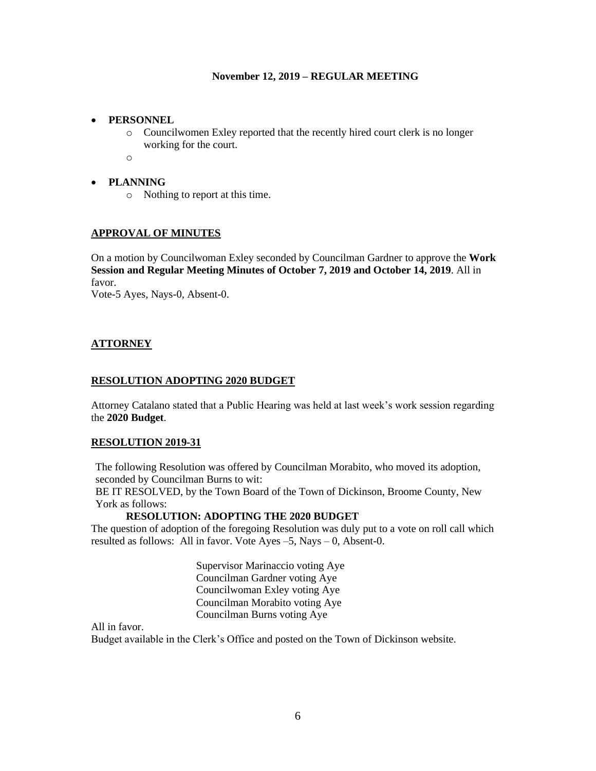**November 12, 2019 – REGULAR MEETING**

- **PERSONNEL**
  - Councilwomen Exley reported that the recently hired court clerk is no longer working for the court.
  - 

- **PLANNING**
  - Nothing to report at this time.

**APPROVAL OF MINUTES**

On a motion by Councilwoman Exley seconded by Councilman Gardner to approve the **Work Session and Regular Meeting Minutes of October 7, 2019 and October 14, 2019**. All in favor.
Vote-5 Ayes, Nays-0, Absent-0.

**ATTORNEY**

**RESOLUTION ADOPTING 2020 BUDGET**

Attorney Catalano stated that a Public Hearing was held at last week's work session regarding the **2020 Budget**.

**RESOLUTION 2019-31**

The following Resolution was offered by Councilman Morabito, who moved its adoption, seconded by Councilman Burns to wit:
BE IT RESOLVED, by the Town Board of the Town of Dickinson, Broome County, New York as follows:

**RESOLUTION: ADOPTING THE 2020 BUDGET**

The question of adoption of the foregoing Resolution was duly put to a vote on roll call which resulted as follows: All in favor. Vote Ayes –5, Nays – 0, Absent-0.

Supervisor Marinaccio voting Aye
Councilman Gardner voting Aye
Councilwoman Exley voting Aye
Councilman Morabito voting Aye
Councilman Burns voting Aye

All in favor.
Budget available in the Clerk's Office and posted on the Town of Dickinson website.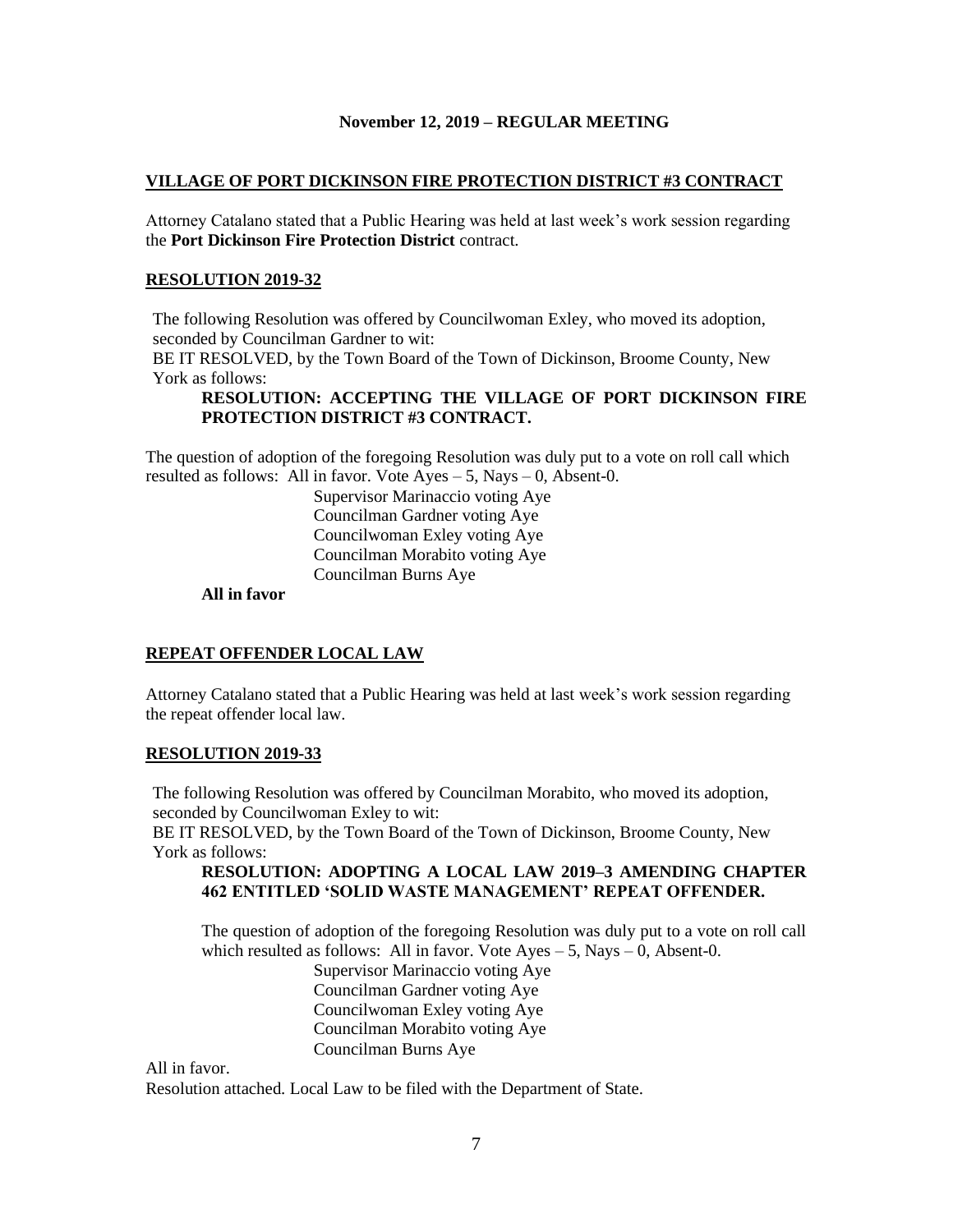**November 12, 2019 – REGULAR MEETING**

**VILLAGE OF PORT DICKINSON FIRE PROTECTION DISTRICT #3 CONTRACT**

Attorney Catalano stated that a Public Hearing was held at last week's work session regarding the **Port Dickinson Fire Protection District** contract.

**RESOLUTION 2019-32**

The following Resolution was offered by Councilwoman Exley, who moved its adoption, seconded by Councilman Gardner to wit:
BE IT RESOLVED, by the Town Board of the Town of Dickinson, Broome County, New York as follows:

**RESOLUTION: ACCEPTING THE VILLAGE OF PORT DICKINSON FIRE PROTECTION DISTRICT #3 CONTRACT.**

The question of adoption of the foregoing Resolution was duly put to a vote on roll call which resulted as follows: All in favor. Vote Ayes – 5, Nays – 0, Absent-0.

Supervisor Marinaccio voting Aye
Councilman Gardner voting Aye
Councilwoman Exley voting Aye
Councilman Morabito voting Aye
Councilman Burns Aye

**All in favor**

**REPEAT OFFENDER LOCAL LAW**

Attorney Catalano stated that a Public Hearing was held at last week's work session regarding the repeat offender local law.

**RESOLUTION 2019-33**

The following Resolution was offered by Councilman Morabito, who moved its adoption, seconded by Councilwoman Exley to wit:
BE IT RESOLVED, by the Town Board of the Town of Dickinson, Broome County, New York as follows:

**RESOLUTION: ADOPTING A LOCAL LAW 2019–3 AMENDING CHAPTER 462 ENTITLED 'SOLID WASTE MANAGEMENT' REPEAT OFFENDER.**

The question of adoption of the foregoing Resolution was duly put to a vote on roll call which resulted as follows: All in favor. Vote Ayes – 5, Nays – 0, Absent-0.

Supervisor Marinaccio voting Aye
Councilman Gardner voting Aye
Councilwoman Exley voting Aye
Councilman Morabito voting Aye
Councilman Burns Aye

All in favor.
Resolution attached. Local Law to be filed with the Department of State.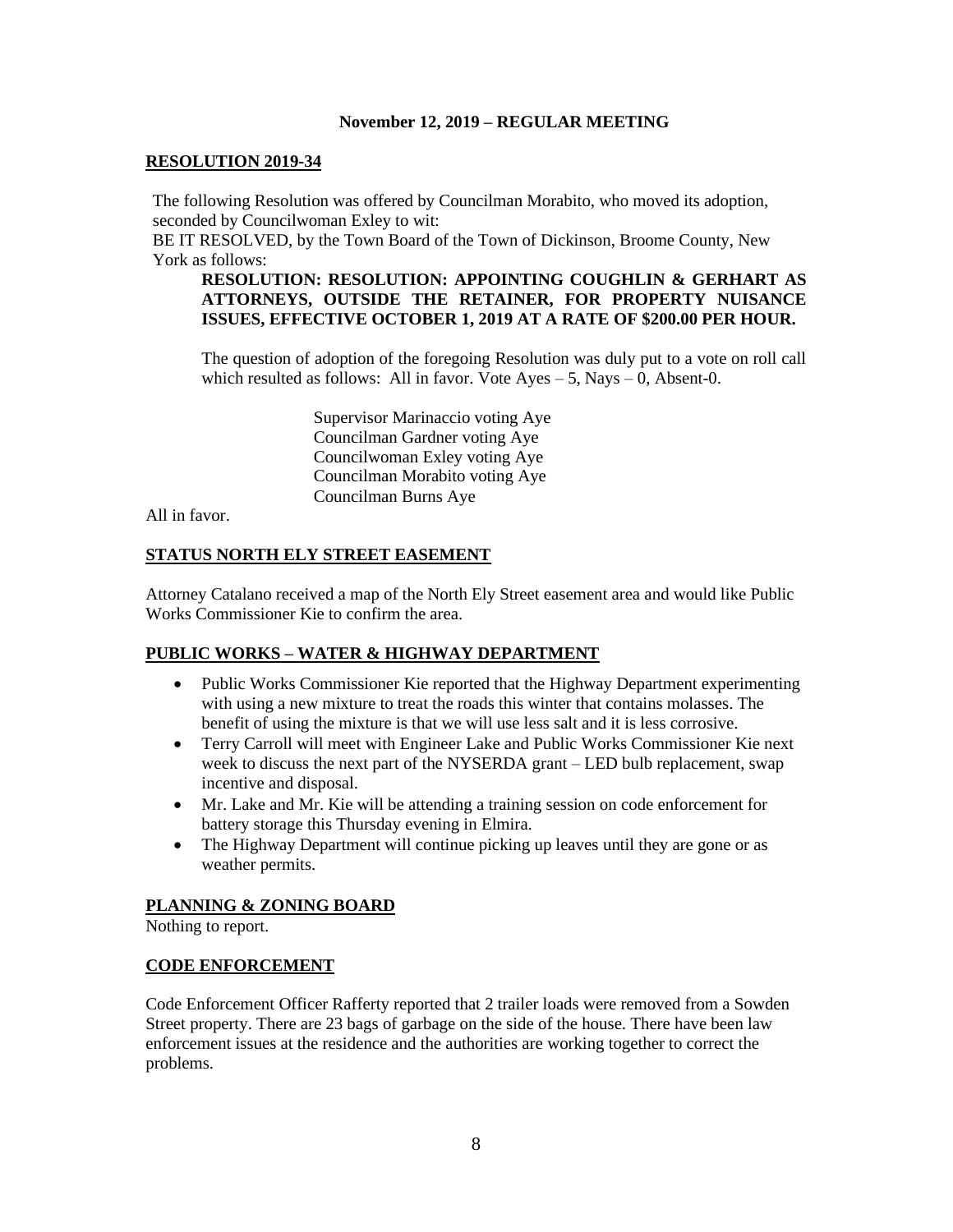**November 12, 2019 – REGULAR MEETING**

**RESOLUTION 2019-34**

The following Resolution was offered by Councilman Morabito, who moved its adoption, seconded by Councilwoman Exley to wit:
BE IT RESOLVED, by the Town Board of the Town of Dickinson, Broome County, New York as follows:

**RESOLUTION: RESOLUTION: APPOINTING COUGHLIN & GERHART AS ATTORNEYS, OUTSIDE THE RETAINER, FOR PROPERTY NUISANCE ISSUES, EFFECTIVE OCTOBER 1, 2019 AT A RATE OF $200.00 PER HOUR.**

The question of adoption of the foregoing Resolution was duly put to a vote on roll call which resulted as follows: All in favor. Vote Ayes – 5, Nays – 0, Absent-0.

Supervisor Marinaccio voting Aye
Councilman Gardner voting Aye
Councilwoman Exley voting Aye
Councilman Morabito voting Aye
Councilman Burns Aye

All in favor.

**STATUS NORTH ELY STREET EASEMENT**

Attorney Catalano received a map of the North Ely Street easement area and would like Public Works Commissioner Kie to confirm the area.

**PUBLIC WORKS – WATER & HIGHWAY DEPARTMENT**

- Public Works Commissioner Kie reported that the Highway Department experimenting with using a new mixture to treat the roads this winter that contains molasses. The benefit of using the mixture is that we will use less salt and it is less corrosive.
- Terry Carroll will meet with Engineer Lake and Public Works Commissioner Kie next week to discuss the next part of the NYSERDA grant – LED bulb replacement, swap incentive and disposal.
- Mr. Lake and Mr. Kie will be attending a training session on code enforcement for battery storage this Thursday evening in Elmira.
- The Highway Department will continue picking up leaves until they are gone or as weather permits.

**PLANNING & ZONING BOARD**

Nothing to report.

**CODE ENFORCEMENT**

Code Enforcement Officer Rafferty reported that 2 trailer loads were removed from a Sowden Street property. There are 23 bags of garbage on the side of the house. There have been law enforcement issues at the residence and the authorities are working together to correct the problems.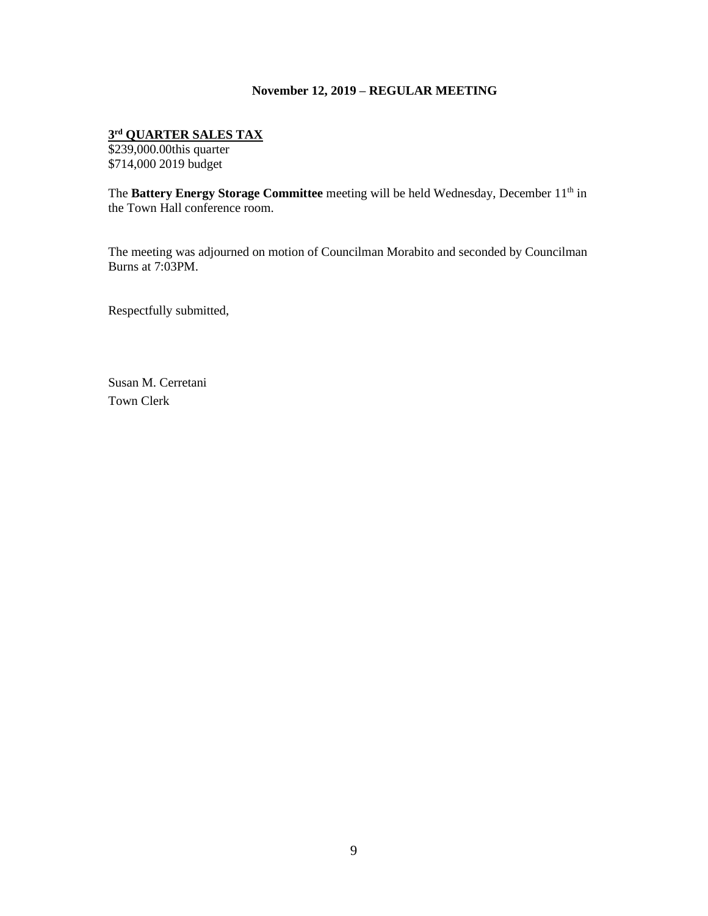**November 12, 2019 – REGULAR MEETING**

**3rd QUARTER SALES TAX**

$239,000.00this quarter
$714,000 2019 budget

The **Battery Energy Storage Committee** meeting will be held Wednesday, December 11th in the Town Hall conference room.

The meeting was adjourned on motion of Councilman Morabito and seconded by Councilman Burns at 7:03PM.

Respectfully submitted,

Susan M. Cerretani
Town Clerk